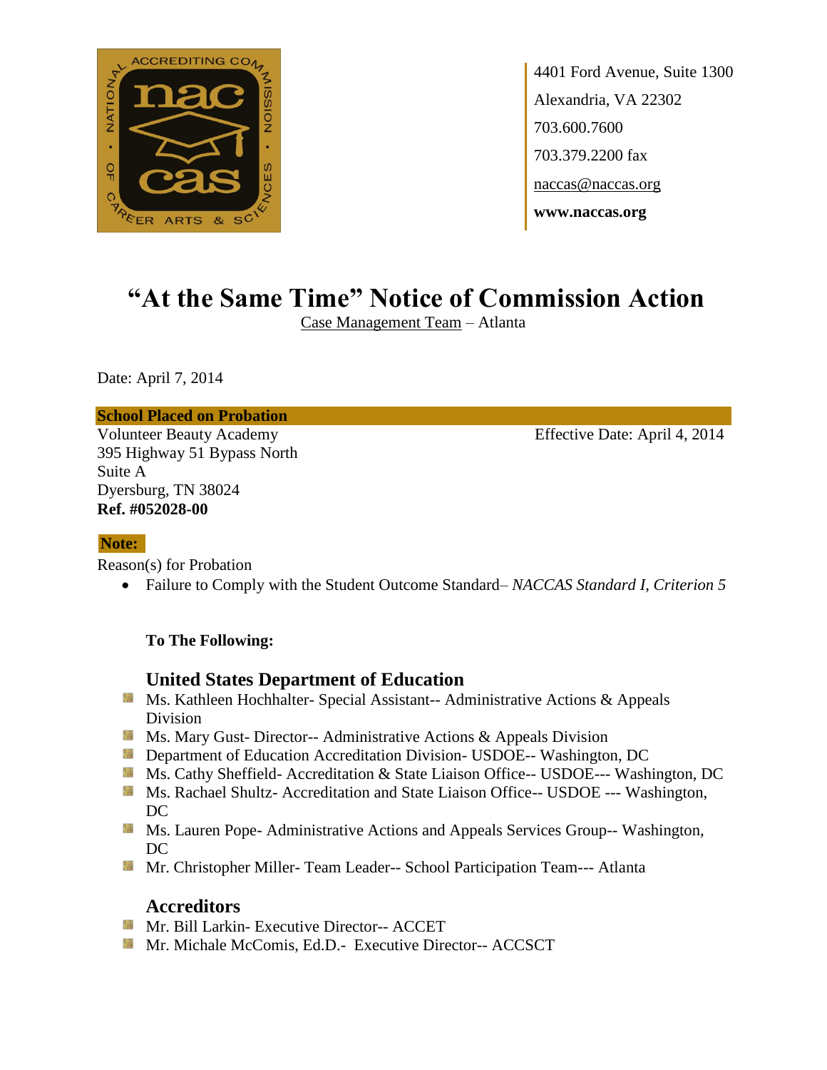4401 Ford Avenue, Suite 1300
Alexandria, VA 22302
703.600.7600
703.379.2200 fax
naccas@naccas.org
**www.naccas.org**

# "At the Same Time" Notice of Commission Action

Case Management Team – Atlanta

Date: April 7, 2014

**School Placed on Probation**

Volunteer Beauty Academy
395 Highway 51 Bypass North
Suite A
Dyersburg, TN 38024
**Ref. #052028-00**

Effective Date: April 4, 2014

**Note:**

Reason(s) for Probation

- Failure to Comply with the Student Outcome Standard– *NACCAS Standard I, Criterion 5*

**To The Following:**

## United States Department of Education

- Ms. Kathleen Hochhalter- Special Assistant-- Administrative Actions & Appeals Division
- Ms. Mary Gust- Director-- Administrative Actions & Appeals Division
- Department of Education Accreditation Division- USDOE-- Washington, DC
- Ms. Cathy Sheffield- Accreditation & State Liaison Office-- USDOE--- Washington, DC
- Ms. Rachael Shultz- Accreditation and State Liaison Office-- USDOE --- Washington, DC
- Ms. Lauren Pope- Administrative Actions and Appeals Services Group-- Washington, DC
- Mr. Christopher Miller- Team Leader-- School Participation Team--- Atlanta

## Accreditors

- Mr. Bill Larkin- Executive Director-- ACCET
- Mr. Michale McComis, Ed.D.- Executive Director-- ACCSCT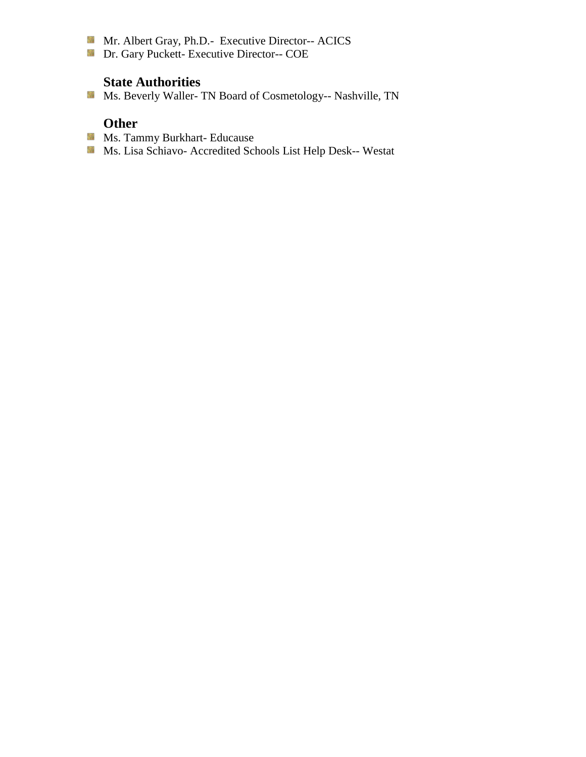- Mr. Albert Gray, Ph.D.-  Executive Director-- ACICS
- Dr. Gary Puckett- Executive Director-- COE

### State Authorities

- Ms. Beverly Waller- TN Board of Cosmetology-- Nashville, TN

### Other

- Ms. Tammy Burkhart- Educause
- Ms. Lisa Schiavo- Accredited Schools List Help Desk-- Westat